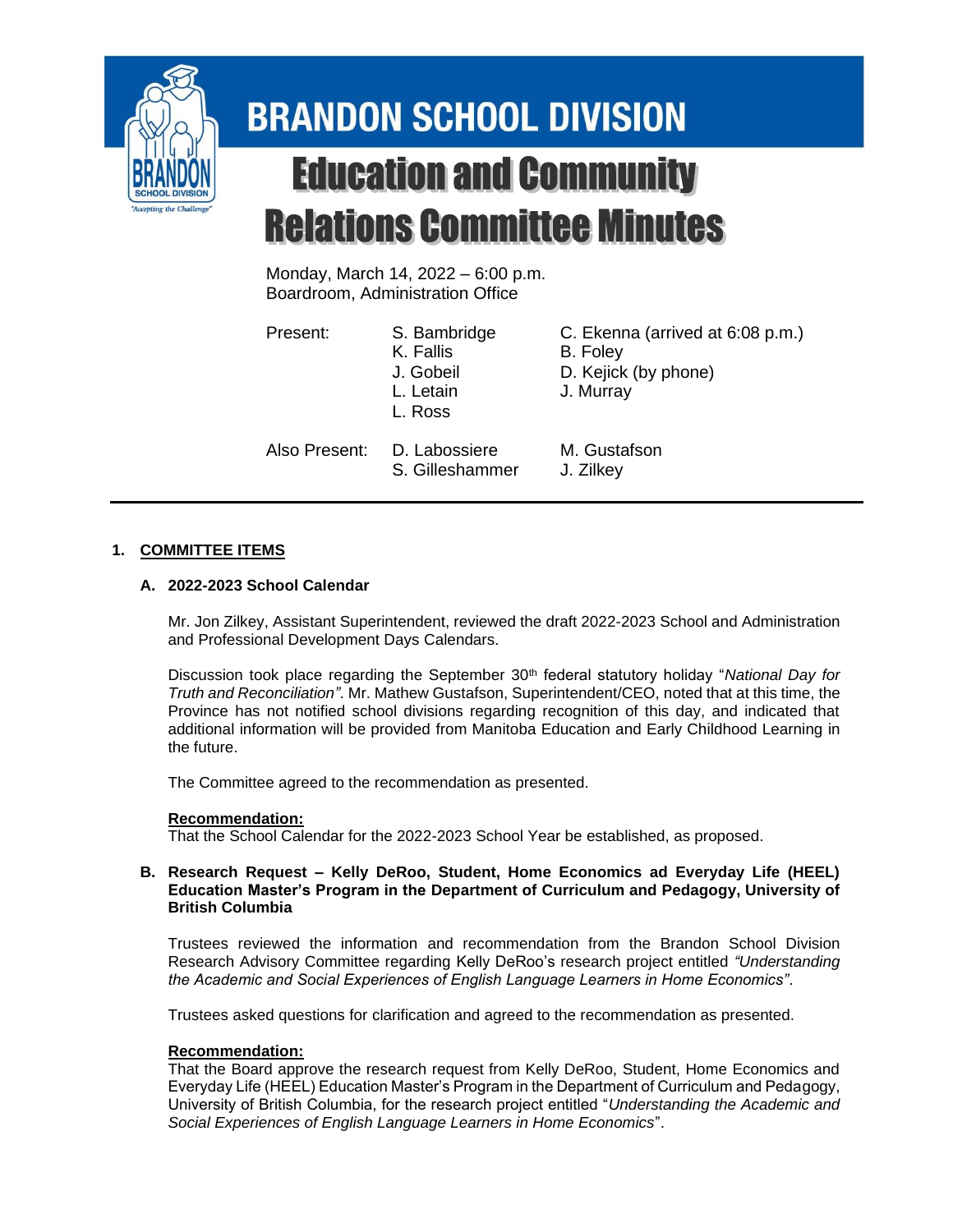# BRANDON SCHOOL DIVISION

# Education and Community Relations Committee Minutes

Monday, March 14, 2022 – 6:00 p.m.
Boardroom, Administration Office

| | | |
|---|---|---|
| Present: | S. Bambridge | C. Ekenna (arrived at 6:08 p.m.) |
| | K. Fallis | B. Foley |
| | J. Gobeil | D. Kejick (by phone) |
| | L. Letain | J. Murray |
| | L. Ross | |
| Also Present: | D. Labossiere | M. Gustafson |
| | S. Gilleshammer | J. Zilkey |

---

## 1. COMMITTEE ITEMS

### A. 2022-2023 School Calendar

Mr. Jon Zilkey, Assistant Superintendent, reviewed the draft 2022-2023 School and Administration and Professional Development Days Calendars.

Discussion took place regarding the September 30th federal statutory holiday "*National Day for Truth and Reconciliation"*. Mr. Mathew Gustafson, Superintendent/CEO, noted that at this time, the Province has not notified school divisions regarding recognition of this day, and indicated that additional information will be provided from Manitoba Education and Early Childhood Learning in the future.

The Committee agreed to the recommendation as presented.

**Recommendation:**
That the School Calendar for the 2022-2023 School Year be established, as proposed.

### B. Research Request – Kelly DeRoo, Student, Home Economics ad Everyday Life (HEEL) Education Master's Program in the Department of Curriculum and Pedagogy, University of British Columbia

Trustees reviewed the information and recommendation from the Brandon School Division Research Advisory Committee regarding Kelly DeRoo's research project entitled *"Understanding the Academic and Social Experiences of English Language Learners in Home Economics"*.

Trustees asked questions for clarification and agreed to the recommendation as presented.

**Recommendation:**
That the Board approve the research request from Kelly DeRoo, Student, Home Economics and Everyday Life (HEEL) Education Master's Program in the Department of Curriculum and Pedagogy, University of British Columbia, for the research project entitled "*Understanding the Academic and Social Experiences of English Language Learners in Home Economics*".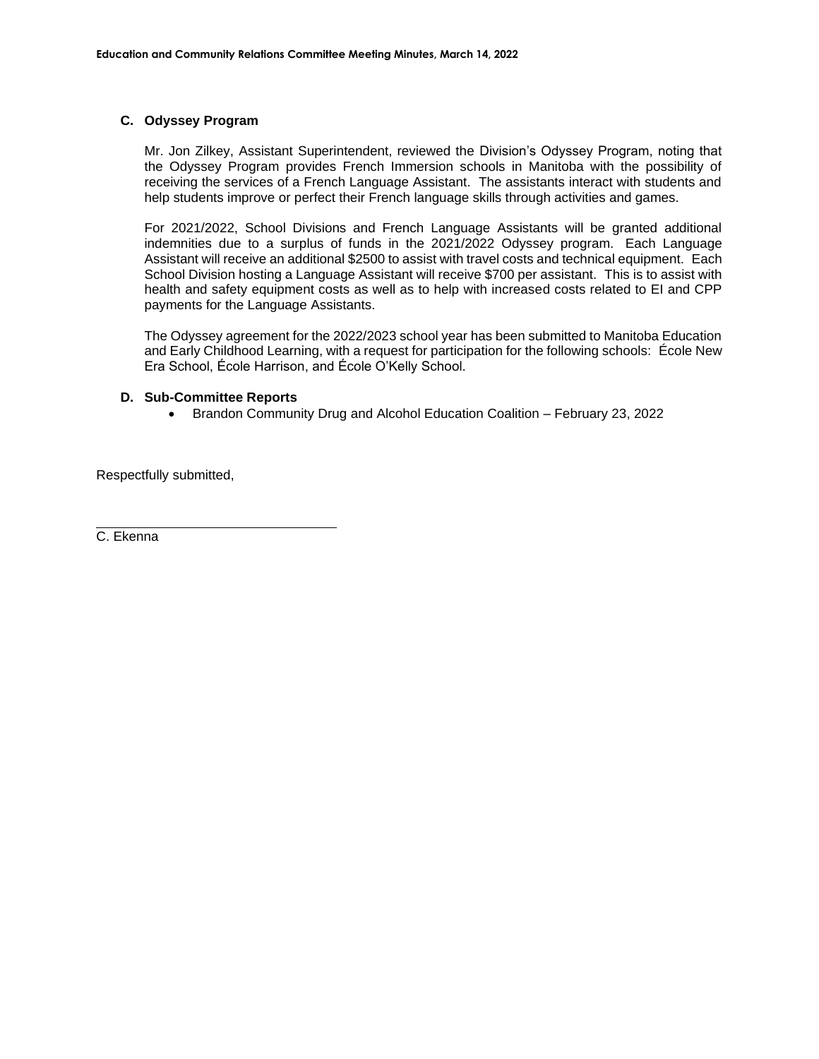### C. Odyssey Program

Mr. Jon Zilkey, Assistant Superintendent, reviewed the Division's Odyssey Program, noting that the Odyssey Program provides French Immersion schools in Manitoba with the possibility of receiving the services of a French Language Assistant. The assistants interact with students and help students improve or perfect their French language skills through activities and games.

For 2021/2022, School Divisions and French Language Assistants will be granted additional indemnities due to a surplus of funds in the 2021/2022 Odyssey program. Each Language Assistant will receive an additional $2500 to assist with travel costs and technical equipment. Each School Division hosting a Language Assistant will receive $700 per assistant. This is to assist with health and safety equipment costs as well as to help with increased costs related to EI and CPP payments for the Language Assistants.

The Odyssey agreement for the 2022/2023 school year has been submitted to Manitoba Education and Early Childhood Learning, with a request for participation for the following schools: École New Era School, École Harrison, and École O'Kelly School.

### D. Sub-Committee Reports

- Brandon Community Drug and Alcohol Education Coalition – February 23, 2022

Respectfully submitted,

\_\_\_\_\_\_\_\_\_\_\_\_\_\_\_\_\_\_\_\_\_\_\_\_\_\_\_\_\_\_\_\_

C. Ekenna